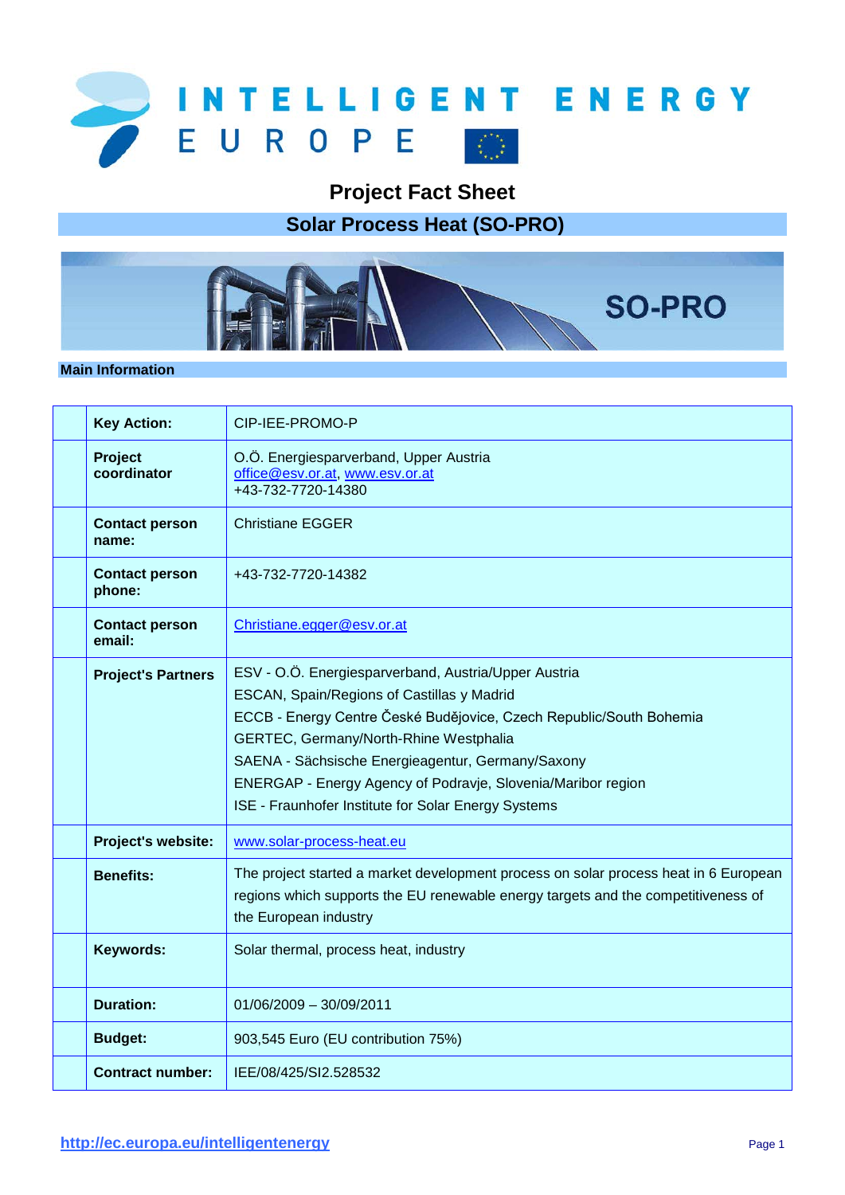# Project Fact Sheet

## Solar Process Heat (SO-PRO)

### Main Information

| | | |
|---|---|---|
| | **Key Action:** | CIP-IEE-PROMO-P |
| | **Project coordinator** | O.Ö. Energiesparverband, Upper Austria<br>office@esv.or.at, www.esv.or.at<br>+43-732-7720-14380 |
| | **Contact person name:** | Christiane EGGER |
| | **Contact person phone:** | +43-732-7720-14382 |
| | **Contact person email:** | Christiane.egger@esv.or.at |
| | **Project's Partners** | ESV - O.Ö. Energiesparverband, Austria/Upper Austria<br>ESCAN, Spain/Regions of Castillas y Madrid<br>ECCB - Energy Centre České Budějovice, Czech Republic/South Bohemia<br>GERTEC, Germany/North-Rhine Westphalia<br>SAENA - Sächsische Energieagentur, Germany/Saxony<br>ENERGAP - Energy Agency of Podravje, Slovenia/Maribor region<br>ISE - Fraunhofer Institute for Solar Energy Systems |
| | **Project's website:** | www.solar-process-heat.eu |
| | **Benefits:** | The project started a market development process on solar process heat in 6 European regions which supports the EU renewable energy targets and the competitiveness of the European industry |
| | **Keywords:** | Solar thermal, process heat, industry |
| | **Duration:** | 01/06/2009 – 30/09/2011 |
| | **Budget:** | 903,545 Euro (EU contribution 75%) |
| | **Contract number:** | IEE/08/425/SI2.528532 |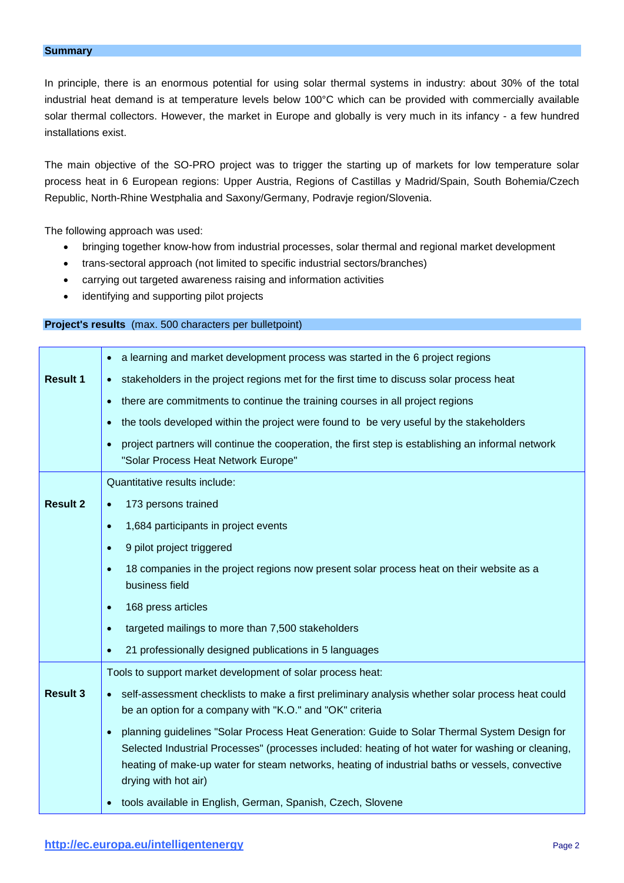## Summary

In principle, there is an enormous potential for using solar thermal systems in industry: about 30% of the total industrial heat demand is at temperature levels below 100°C which can be provided with commercially available solar thermal collectors. However, the market in Europe and globally is very much in its infancy - a few hundred installations exist.

The main objective of the SO-PRO project was to trigger the starting up of markets for low temperature solar process heat in 6 European regions: Upper Austria, Regions of Castillas y Madrid/Spain, South Bohemia/Czech Republic, North-Rhine Westphalia and Saxony/Germany, Podravje region/Slovenia.

The following approach was used:

- bringing together know-how from industrial processes, solar thermal and regional market development
- trans-sectoral approach (not limited to specific industrial sectors/branches)
- carrying out targeted awareness raising and information activities
- identifying and supporting pilot projects

## Project's results (max. 500 characters per bulletpoint)

| | |
|---|---|
| **Result 1** | • a learning and market development process was started in the 6 project regions<br>• stakeholders in the project regions met for the first time to discuss solar process heat<br>• there are commitments to continue the training courses in all project regions<br>• the tools developed within the project were found to be very useful by the stakeholders<br>• project partners will continue the cooperation, the first step is establishing an informal network "Solar Process Heat Network Europe" |
| **Result 2** | Quantitative results include:<br>• 173 persons trained<br>• 1,684 participants in project events<br>• 9 pilot project triggered<br>• 18 companies in the project regions now present solar process heat on their website as a business field<br>• 168 press articles<br>• targeted mailings to more than 7,500 stakeholders<br>• 21 professionally designed publications in 5 languages |
| **Result 3** | Tools to support market development of solar process heat:<br>• self-assessment checklists to make a first preliminary analysis whether solar process heat could be an option for a company with "K.O." and "OK" criteria<br>• planning guidelines "Solar Process Heat Generation: Guide to Solar Thermal System Design for Selected Industrial Processes" (processes included: heating of hot water for washing or cleaning, heating of make-up water for steam networks, heating of industrial baths or vessels, convective drying with hot air)<br>• tools available in English, German, Spanish, Czech, Slovene |

http://ec.europa.eu/intelligentenergy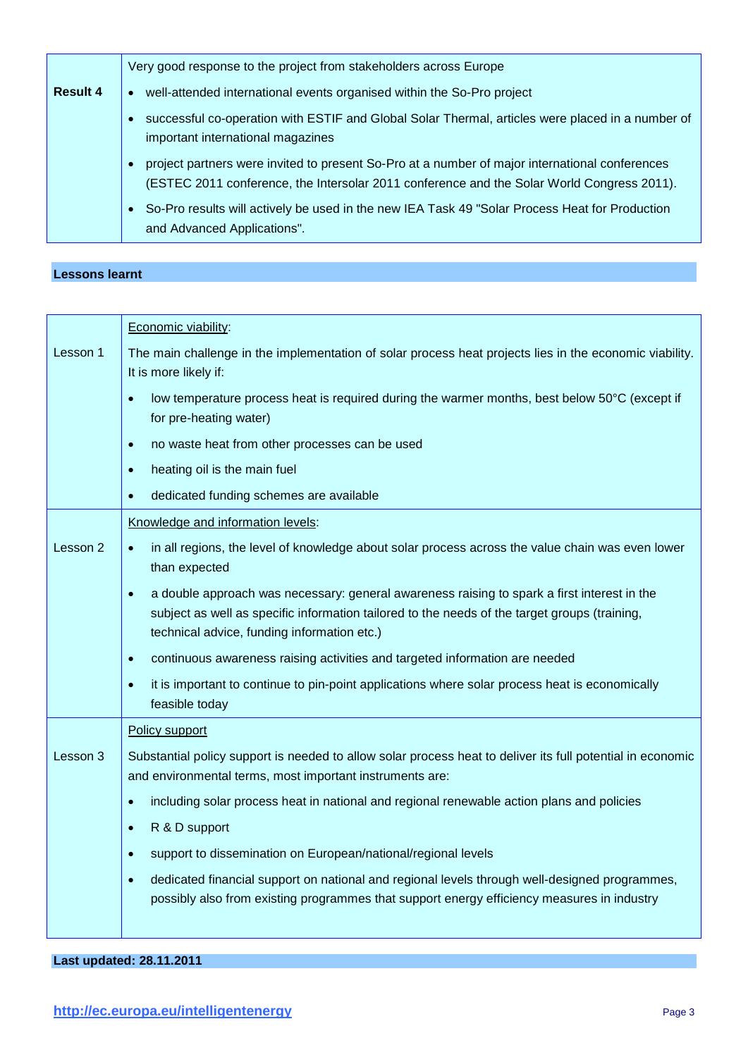| | |
|---|---|
| **Result 4** | Very good response to the project from stakeholders across Europe<br>• well-attended international events organised within the So-Pro project<br>• successful co-operation with ESTIF and Global Solar Thermal, articles were placed in a number of important international magazines<br>• project partners were invited to present So-Pro at a number of major international conferences (ESTEC 2011 conference, the Intersolar 2011 conference and the Solar World Congress 2011).<br>• So-Pro results will actively be used in the new IEA Task 49 "Solar Process Heat for Production and Advanced Applications". |

## Lessons learnt

| | |
|---|---|
| Lesson 1 | Economic viability:<br>The main challenge in the implementation of solar process heat projects lies in the economic viability. It is more likely if:<br>• low temperature process heat is required during the warmer months, best below 50°C (except if for pre-heating water)<br>• no waste heat from other processes can be used<br>• heating oil is the main fuel<br>• dedicated funding schemes are available |
| Lesson 2 | Knowledge and information levels:<br>• in all regions, the level of knowledge about solar process across the value chain was even lower than expected<br>• a double approach was necessary: general awareness raising to spark a first interest in the subject as well as specific information tailored to the needs of the target groups (training, technical advice, funding information etc.)<br>• continuous awareness raising activities and targeted information are needed<br>• it is important to continue to pin-point applications where solar process heat is economically feasible today |
| Lesson 3 | Policy support<br>Substantial policy support is needed to allow solar process heat to deliver its full potential in economic and environmental terms, most important instruments are:<br>• including solar process heat in national and regional renewable action plans and policies<br>• R & D support<br>• support to dissemination on European/national/regional levels<br>• dedicated financial support on national and regional levels through well-designed programmes, possibly also from existing programmes that support energy efficiency measures in industry |

**Last updated: 28.11.2011**

http://ec.europa.eu/intelligentenergy